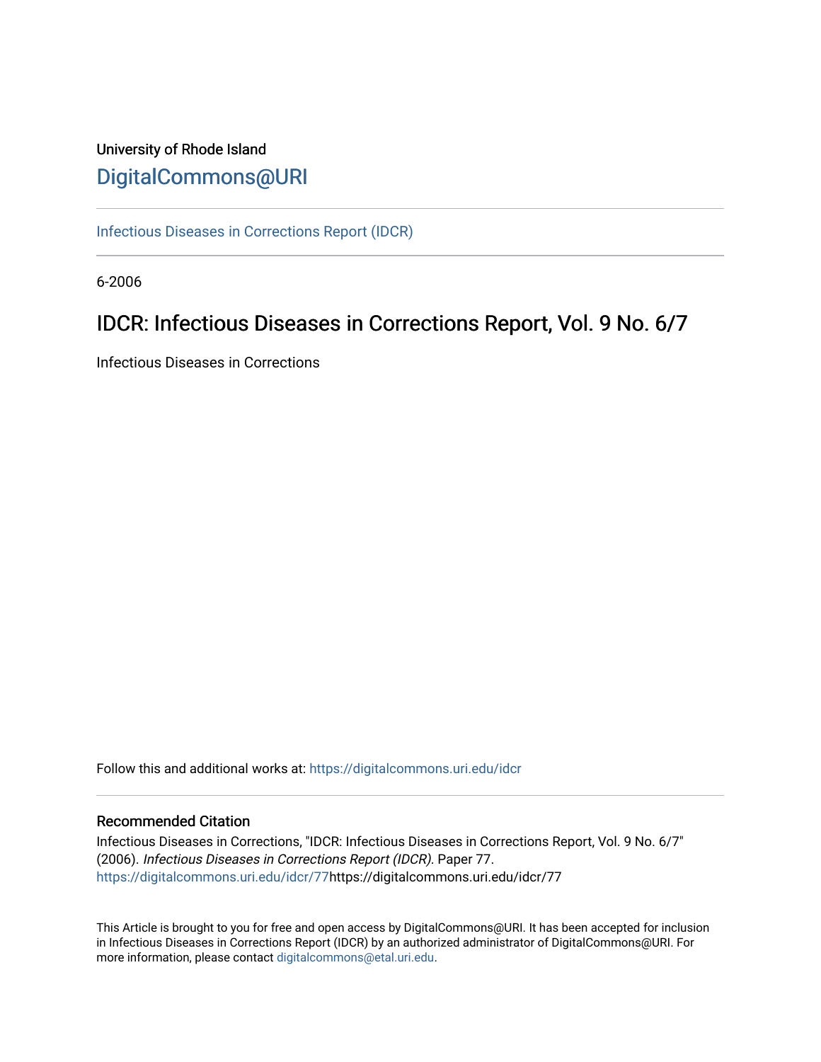University of Rhode Island

# DigitalCommons@URI

Infectious Diseases in Corrections Report (IDCR)

6-2006

## IDCR: Infectious Diseases in Corrections Report, Vol. 9 No. 6/7

Infectious Diseases in Corrections

Follow this and additional works at: https://digitalcommons.uri.edu/idcr

### Recommended Citation

Infectious Diseases in Corrections, "IDCR: Infectious Diseases in Corrections Report, Vol. 9 No. 6/7" (2006). *Infectious Diseases in Corrections Report (IDCR).* Paper 77.
https://digitalcommons.uri.edu/idcr/77https://digitalcommons.uri.edu/idcr/77

This Article is brought to you for free and open access by DigitalCommons@URI. It has been accepted for inclusion in Infectious Diseases in Corrections Report (IDCR) by an authorized administrator of DigitalCommons@URI. For more information, please contact digitalcommons@etal.uri.edu.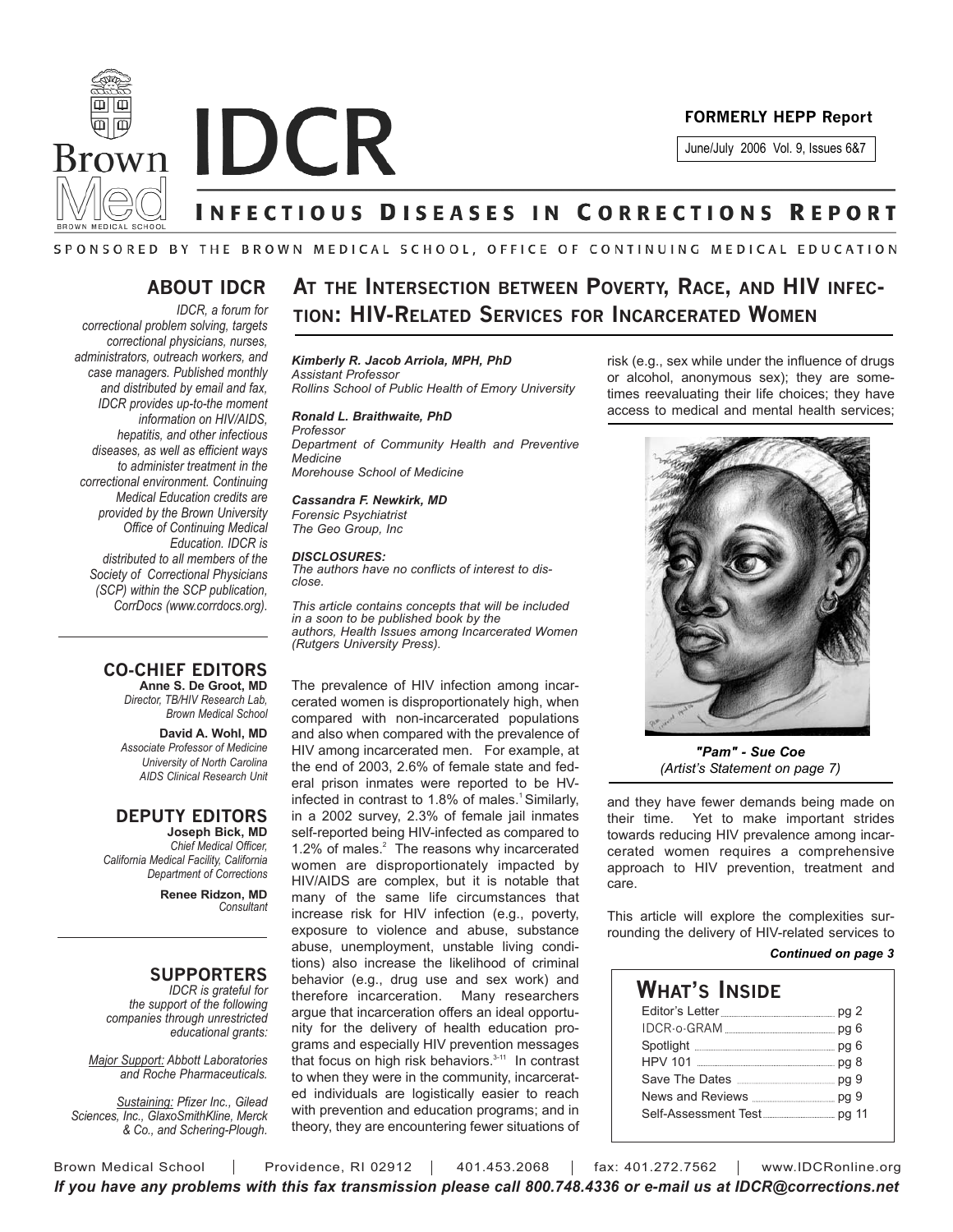# IDCR

**FORMERLY HEPP Report**

June/July 2006 Vol. 9, Issues 6&7

## Infectious Diseases in Corrections Report

SPONSORED BY THE BROWN MEDICAL SCHOOL, OFFICE OF CONTINUING MEDICAL EDUCATION

### ABOUT IDCR

*IDCR, a forum for correctional problem solving, targets correctional physicians, nurses, administrators, outreach workers, and case managers. Published monthly and distributed by email and fax, IDCR provides up-to-the moment information on HIV/AIDS, hepatitis, and other infectious diseases, as well as efficient ways to administer treatment in the correctional environment. Continuing Medical Education credits are provided by the Brown University Office of Continuing Medical Education. IDCR is distributed to all members of the Society of Correctional Physicians (SCP) within the SCP publication, CorrDocs (www.corrdocs.org).*

### CO-CHIEF EDITORS

**Anne S. De Groot, MD**
*Director, TB/HIV Research Lab, Brown Medical School*

**David A. Wohl, MD**
*Associate Professor of Medicine University of North Carolina AIDS Clinical Research Unit*

### DEPUTY EDITORS

**Joseph Bick, MD**
*Chief Medical Officer, California Medical Facility, California Department of Corrections*

**Renee Ridzon, MD**
*Consultant*

### SUPPORTERS

*IDCR is grateful for the support of the following companies through unrestricted educational grants:*

*Major Support: Abbott Laboratories and Roche Pharmaceuticals.*

*Sustaining: Pfizer Inc., Gilead Sciences, Inc., GlaxoSmithKline, Merck & Co., and Schering-Plough.*

# At the Intersection between Poverty, Race, and HIV infection: HIV-Related Services for Incarcerated Women

***Kimberly R. Jacob Arriola, MPH, PhD***
*Assistant Professor*
*Rollins School of Public Health of Emory University*

***Ronald L. Braithwaite, PhD***
*Professor*
*Department of Community Health and Preventive Medicine*
*Morehouse School of Medicine*

***Cassandra F. Newkirk, MD***
*Forensic Psychiatrist*
*The Geo Group, Inc*

***DISCLOSURES:***
*The authors have no conflicts of interest to disclose.*

*This article contains concepts that will be included in a soon to be published book by the authors, Health Issues among Incarcerated Women (Rutgers University Press).*

The prevalence of HIV infection among incarcerated women is disproportionately high, when compared with non-incarcerated populations and also when compared with the prevalence of HIV among incarcerated men. For example, at the end of 2003, 2.6% of female state and federal prison inmates were reported to be HIV-infected in contrast to 1.8% of males.[1] Similarly, in a 2002 survey, 2.3% of female jail inmates self-reported being HIV-infected as compared to 1.2% of males.[2] The reasons why incarcerated women are disproportionately impacted by HIV/AIDS are complex, but it is notable that many of the same life circumstances that increase risk for HIV infection (e.g., poverty, exposure to violence and abuse, substance abuse, unemployment, unstable living conditions) also increase the likelihood of criminal behavior (e.g., drug use and sex work) and therefore incarceration. Many researchers argue that incarceration offers an ideal opportunity for the delivery of health education programs and especially HIV prevention messages that focus on high risk behaviors.[3-11] In contrast to when they were in the community, incarcerated individuals are logistically easier to reach with prevention and education programs; and in theory, they are encountering fewer situations of risk (e.g., sex while under the influence of drugs or alcohol, anonymous sex); they are sometimes reevaluating their life choices; they have access to medical and mental health services;

***"Pam" - Sue Coe***
*(Artist's Statement on page 7)*

and they have fewer demands being made on their time. Yet to make important strides towards reducing HIV prevalence among incarcerated women requires a comprehensive approach to HIV prevention, treatment and care.

This article will explore the complexities surrounding the delivery of HIV-related services to

***Continued on page 3***

## What's Inside

| | |
|---|---|
| Editor's Letter | pg 2 |
| IDCR-o-GRAM | pg 6 |
| Spotlight | pg 6 |
| HPV 101 | pg 8 |
| Save The Dates | pg 9 |
| News and Reviews | pg 9 |
| Self-Assessment Test | pg 11 |

Brown Medical School | Providence, RI 02912 | 401.453.2068 | fax: 401.272.7562 | www.IDCRonline.org

***If you have any problems with this fax transmission please call 800.748.4336 or e-mail us at IDCR@corrections.net***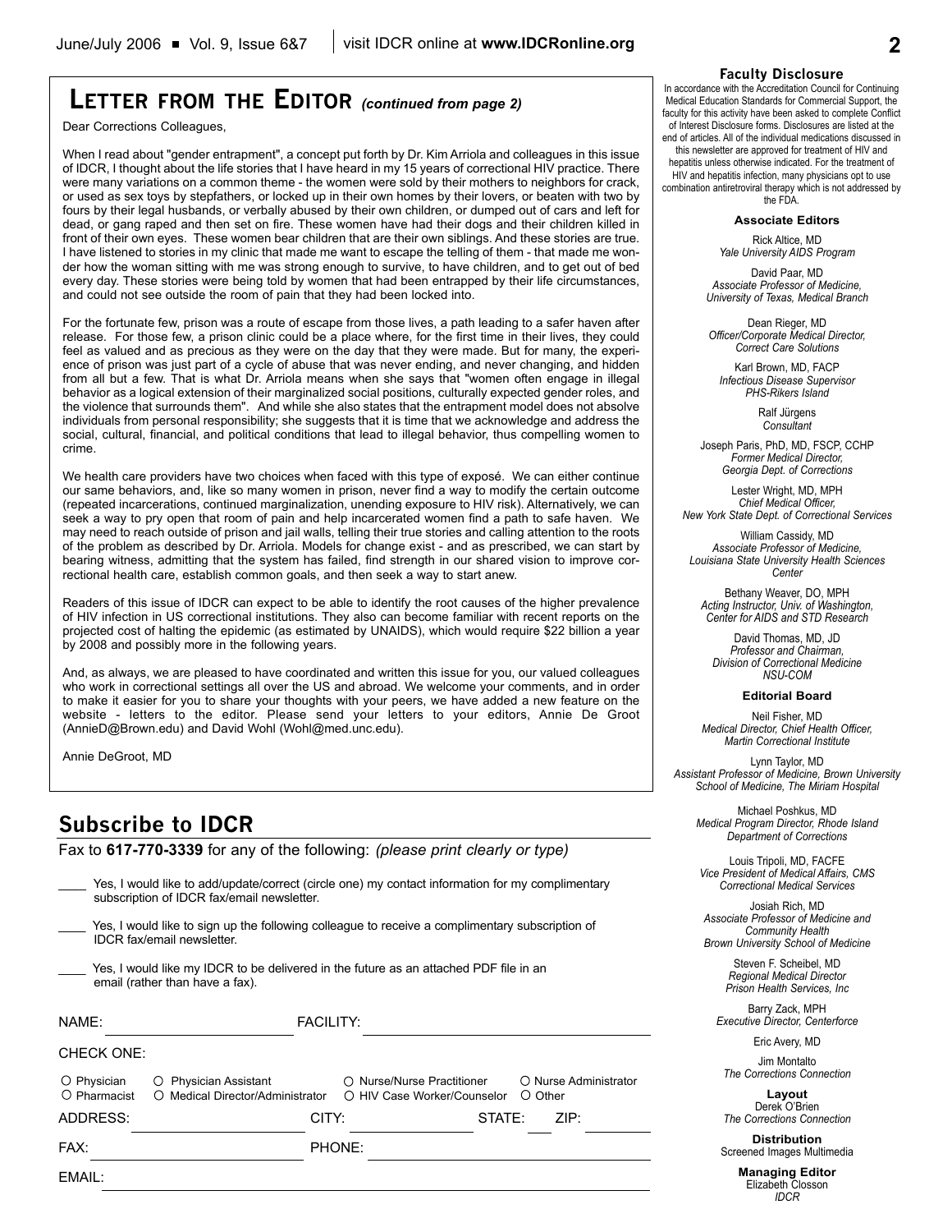## LETTER FROM THE EDITOR *(continued from page 2)*

Dear Corrections Colleagues,

When I read about "gender entrapment", a concept put forth by Dr. Kim Arriola and colleagues in this issue of IDCR, I thought about the life stories that I have heard in my 15 years of correctional HIV practice. There were many variations on a common theme - the women were sold by their mothers to neighbors for crack, or used as sex toys by stepfathers, or locked up in their own homes by their lovers, or beaten with two by fours by their legal husbands, or verbally abused by their own children, or dumped out of cars and left for dead, or gang raped and then set on fire. These women have had their dogs and their children killed in front of their own eyes. These women bear children that are their own siblings. And these stories are true. I have listened to stories in my clinic that made me want to escape the telling of them - that made me wonder how the woman sitting with me was strong enough to survive, to have children, and to get out of bed every day. These stories were being told by women that had been entrapped by their life circumstances, and could not see outside the room of pain that they had been locked into.

For the fortunate few, prison was a route of escape from those lives, a path leading to a safer haven after release. For those few, a prison clinic could be a place where, for the first time in their lives, they could feel as valued and as precious as they were on the day that they were made. But for many, the experience of prison was just part of a cycle of abuse that was never ending, and never changing, and hidden from all but a few. That is what Dr. Arriola means when she says that "women often engage in illegal behavior as a logical extension of their marginalized social positions, culturally expected gender roles, and the violence that surrounds them". And while she also states that the entrapment model does not absolve individuals from personal responsibility; she suggests that it is time that we acknowledge and address the social, cultural, financial, and political conditions that lead to illegal behavior, thus compelling women to crime.

We health care providers have two choices when faced with this type of exposé. We can either continue our same behaviors, and, like so many women in prison, never find a way to modify the certain outcome (repeated incarcerations, continued marginalization, unending exposure to HIV risk). Alternatively, we can seek a way to pry open that room of pain and help incarcerated women find a path to safe haven. We may need to reach outside of prison and jail walls, telling their true stories and calling attention to the roots of the problem as described by Dr. Arriola. Models for change exist - and as prescribed, we can start by bearing witness, admitting that the system has failed, find strength in our shared vision to improve correctional health care, establish common goals, and then seek a way to start anew.

Readers of this issue of IDCR can expect to be able to identify the root causes of the higher prevalence of HIV infection in US correctional institutions. They also can become familiar with recent reports on the projected cost of halting the epidemic (as estimated by UNAIDS), which would require $22 billion a year by 2008 and possibly more in the following years.

And, as always, we are pleased to have coordinated and written this issue for you, our valued colleagues who work in correctional settings all over the US and abroad. We welcome your comments, and in order to make it easier for you to share your thoughts with your peers, we have added a new feature on the website - letters to the editor. Please send your letters to your editors, Annie De Groot (AnnieD@Brown.edu) and David Wohl (Wohl@med.unc.edu).

Annie DeGroot, MD

## Subscribe to IDCR

Fax to **617-770-3339** for any of the following: *(please print clearly or type)*

____ Yes, I would like to add/update/correct (circle one) my contact information for my complimentary subscription of IDCR fax/email newsletter.

____ Yes, I would like to sign up the following colleague to receive a complimentary subscription of IDCR fax/email newsletter.

____ Yes, I would like my IDCR to be delivered in the future as an attached PDF file in an email (rather than have a fax).

NAME: ____________ FACILITY: ____________

CHECK ONE:

○ Physician ○ Physician Assistant ○ Nurse/Nurse Practitioner ○ Nurse Administrator
○ Pharmacist ○ Medical Director/Administrator ○ HIV Case Worker/Counselor ○ Other

ADDRESS: ____________ CITY: ____________ STATE: ____ ZIP: ____________

FAX: ____________ PHONE: ____________

EMAIL: ____________

### Faculty Disclosure

In accordance with the Accreditation Council for Continuing Medical Education Standards for Commercial Support, the faculty for this activity have been asked to complete Conflict of Interest Disclosure forms. Disclosures are listed at the end of articles. All of the individual medications discussed in this newsletter are approved for treatment of HIV and hepatitis unless otherwise indicated. For the treatment of HIV and hepatitis infection, many physicians opt to use combination antiretroviral therapy which is not addressed by the FDA.

**Associate Editors**

Rick Altice, MD
*Yale University AIDS Program*

David Paar, MD
*Associate Professor of Medicine, University of Texas, Medical Branch*

Dean Rieger, MD
*Officer/Corporate Medical Director, Correct Care Solutions*

Karl Brown, MD, FACP
*Infectious Disease Supervisor PHS-Rikers Island*

Ralf Jürgens
*Consultant*

Joseph Paris, PhD, MD, FSCP, CCHP
*Former Medical Director, Georgia Dept. of Corrections*

Lester Wright, MD, MPH
*Chief Medical Officer, New York State Dept. of Correctional Services*

William Cassidy, MD
*Associate Professor of Medicine, Louisiana State University Health Sciences Center*

Bethany Weaver, DO, MPH
*Acting Instructor, Univ. of Washington, Center for AIDS and STD Research*

David Thomas, MD, JD
*Professor and Chairman, Division of Correctional Medicine NSU-COM*

**Editorial Board**

Neil Fisher, MD
*Medical Director, Chief Health Officer, Martin Correctional Institute*

Lynn Taylor, MD
*Assistant Professor of Medicine, Brown University School of Medicine, The Miriam Hospital*

Michael Poshkus, MD
*Medical Program Director, Rhode Island Department of Corrections*

Louis Tripoli, MD, FACFE
*Vice President of Medical Affairs, CMS Correctional Medical Services*

Josiah Rich, MD
*Associate Professor of Medicine and Community Health Brown University School of Medicine*

Steven F. Scheibel, MD
*Regional Medical Director Prison Health Services, Inc*

Barry Zack, MPH
*Executive Director, Centerforce*

Eric Avery, MD

Jim Montalto
*The Corrections Connection*

**Layout**
Derek O'Brien
*The Corrections Connection*

**Distribution**
Screened Images Multimedia

**Managing Editor**
Elizabeth Closson
*IDCR*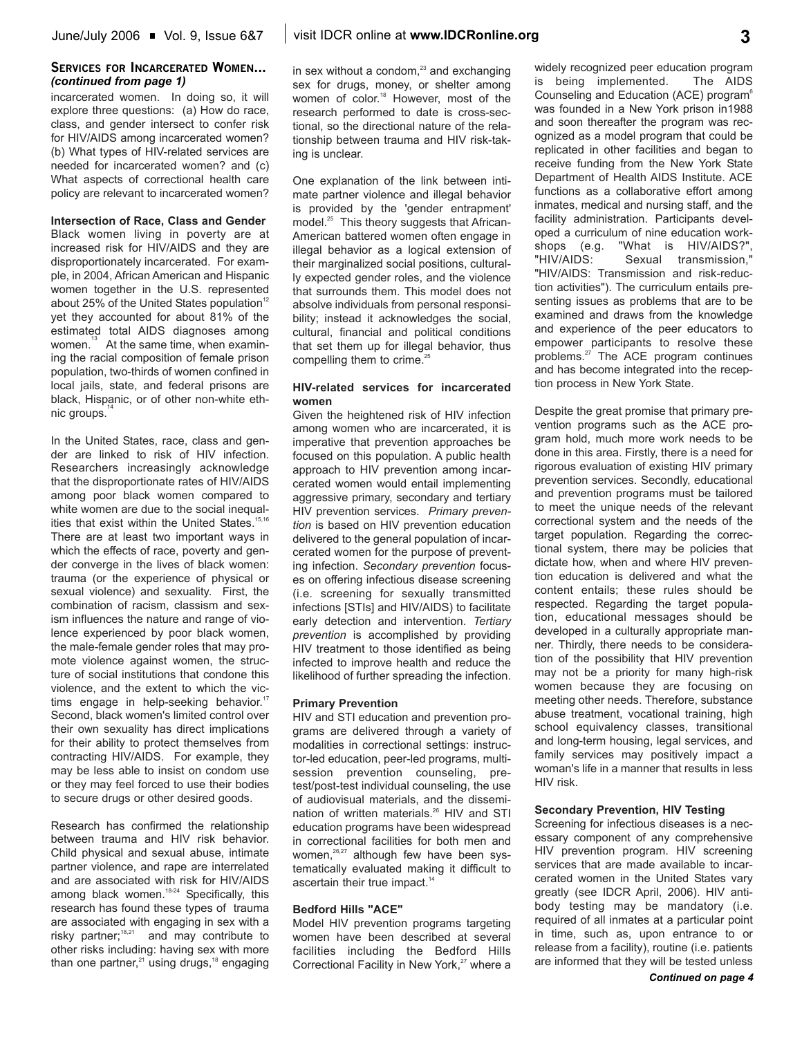### SERVICES FOR INCARCERATED WOMEN... *(continued from page 1)*

incarcerated women. In doing so, it will explore three questions: (a) How do race, class, and gender intersect to confer risk for HIV/AIDS among incarcerated women? (b) What types of HIV-related services are needed for incarcerated women? and (c) What aspects of correctional health care policy are relevant to incarcerated women?

**Intersection of Race, Class and Gender**

Black women living in poverty are at increased risk for HIV/AIDS and they are disproportionately incarcerated. For example, in 2004, African American and Hispanic women together in the U.S. represented about 25% of the United States population[12] yet they accounted for about 81% of the estimated total AIDS diagnoses among women.[13] At the same time, when examining the racial composition of female prison population, two-thirds of women confined in local jails, state, and federal prisons are black, Hispanic, or of other non-white ethnic groups.[14]

In the United States, race, class and gender are linked to risk of HIV infection. Researchers increasingly acknowledge that the disproportionate rates of HIV/AIDS among poor black women compared to white women are due to the social inequalities that exist within the United States.[15,16] There are at least two important ways in which the effects of race, poverty and gender converge in the lives of black women: trauma (or the experience of physical or sexual violence) and sexuality. First, the combination of racism, classism and sexism influences the nature and range of violence experienced by poor black women, the male-female gender roles that may promote violence against women, the structure of social institutions that condone this violence, and the extent to which the victims engage in help-seeking behavior.[17] Second, black women's limited control over their own sexuality has direct implications for their ability to protect themselves from contracting HIV/AIDS. For example, they may be less able to insist on condom use or they may feel forced to use their bodies to secure drugs or other desired goods.

Research has confirmed the relationship between trauma and HIV risk behavior. Child physical and sexual abuse, intimate partner violence, and rape are interrelated and are associated with risk for HIV/AIDS among black women.[18-24] Specifically, this research has found these types of trauma are associated with engaging in sex with a risky partner;[18,21] and may contribute to other risks including: having sex with more than one partner,[21] using drugs,[18] engaging in sex without a condom,[23] and exchanging sex for drugs, money, or shelter among women of color.[18] However, most of the research performed to date is cross-sectional, so the directional nature of the relationship between trauma and HIV risk-taking is unclear.

One explanation of the link between intimate partner violence and illegal behavior is provided by the 'gender entrapment' model.[25] This theory suggests that African-American battered women often engage in illegal behavior as a logical extension of their marginalized social positions, culturally expected gender roles, and the violence that surrounds them. This model does not absolve individuals from personal responsibility; instead it acknowledges the social, cultural, financial and political conditions that set them up for illegal behavior, thus compelling them to crime.[25]

**HIV-related services for incarcerated women**

Given the heightened risk of HIV infection among women who are incarcerated, it is imperative that prevention approaches be focused on this population. A public health approach to HIV prevention among incarcerated women would entail implementing aggressive primary, secondary and tertiary HIV prevention services. *Primary prevention* is based on HIV prevention education delivered to the general population of incarcerated women for the purpose of preventing infection. *Secondary prevention* focuses on offering infectious disease screening (i.e. screening for sexually transmitted infections [STIs] and HIV/AIDS) to facilitate early detection and intervention. *Tertiary prevention* is accomplished by providing HIV treatment to those identified as being infected to improve health and reduce the likelihood of further spreading the infection.

**Primary Prevention**

HIV and STI education and prevention programs are delivered through a variety of modalities in correctional settings: instructor-led education, peer-led programs, multi-session prevention counseling, pre-test/post-test individual counseling, the use of audiovisual materials, and the dissemination of written materials.[26] HIV and STI education programs have been widespread in correctional facilities for both men and women,[26,27] although few have been systematically evaluated making it difficult to ascertain their true impact.[14]

**Bedford Hills "ACE"**

Model HIV prevention programs targeting women have been described at several facilities including the Bedford Hills Correctional Facility in New York,[27] where a widely recognized peer education program is being implemented. The AIDS Counseling and Education (ACE) program[6] was founded in a New York prison in1988 and soon thereafter the program was recognized as a model program that could be replicated in other facilities and began to receive funding from the New York State Department of Health AIDS Institute. ACE functions as a collaborative effort among inmates, medical and nursing staff, and the facility administration. Participants developed a curriculum of nine education workshops (e.g. "What is HIV/AIDS?", "HIV/AIDS: Sexual transmission," "HIV/AIDS: Transmission and risk-reduction activities"). The curriculum entails presenting issues as problems that are to be examined and draws from the knowledge and experience of the peer educators to empower participants to resolve these problems.[27] The ACE program continues and has become integrated into the reception process in New York State.

Despite the great promise that primary prevention programs such as the ACE program hold, much more work needs to be done in this area. Firstly, there is a need for rigorous evaluation of existing HIV primary prevention services. Secondly, educational and prevention programs must be tailored to meet the unique needs of the relevant correctional system and the needs of the target population. Regarding the correctional system, there may be policies that dictate how, when and where HIV prevention education is delivered and what the content entails; these rules should be respected. Regarding the target population, educational messages should be developed in a culturally appropriate manner. Thirdly, there needs to be consideration of the possibility that HIV prevention may not be a priority for many high-risk women because they are focusing on meeting other needs. Therefore, substance abuse treatment, vocational training, high school equivalency classes, transitional and long-term housing, legal services, and family services may positively impact a woman's life in a manner that results in less HIV risk.

**Secondary Prevention, HIV Testing**

Screening for infectious diseases is a necessary component of any comprehensive HIV prevention program. HIV screening services that are made available to incarcerated women in the United States vary greatly (see IDCR April, 2006). HIV antibody testing may be mandatory (i.e. required of all inmates at a particular point in time, such as, upon entrance to or release from a facility), routine (i.e. patients are informed that they will be tested unless

*Continued on page 4*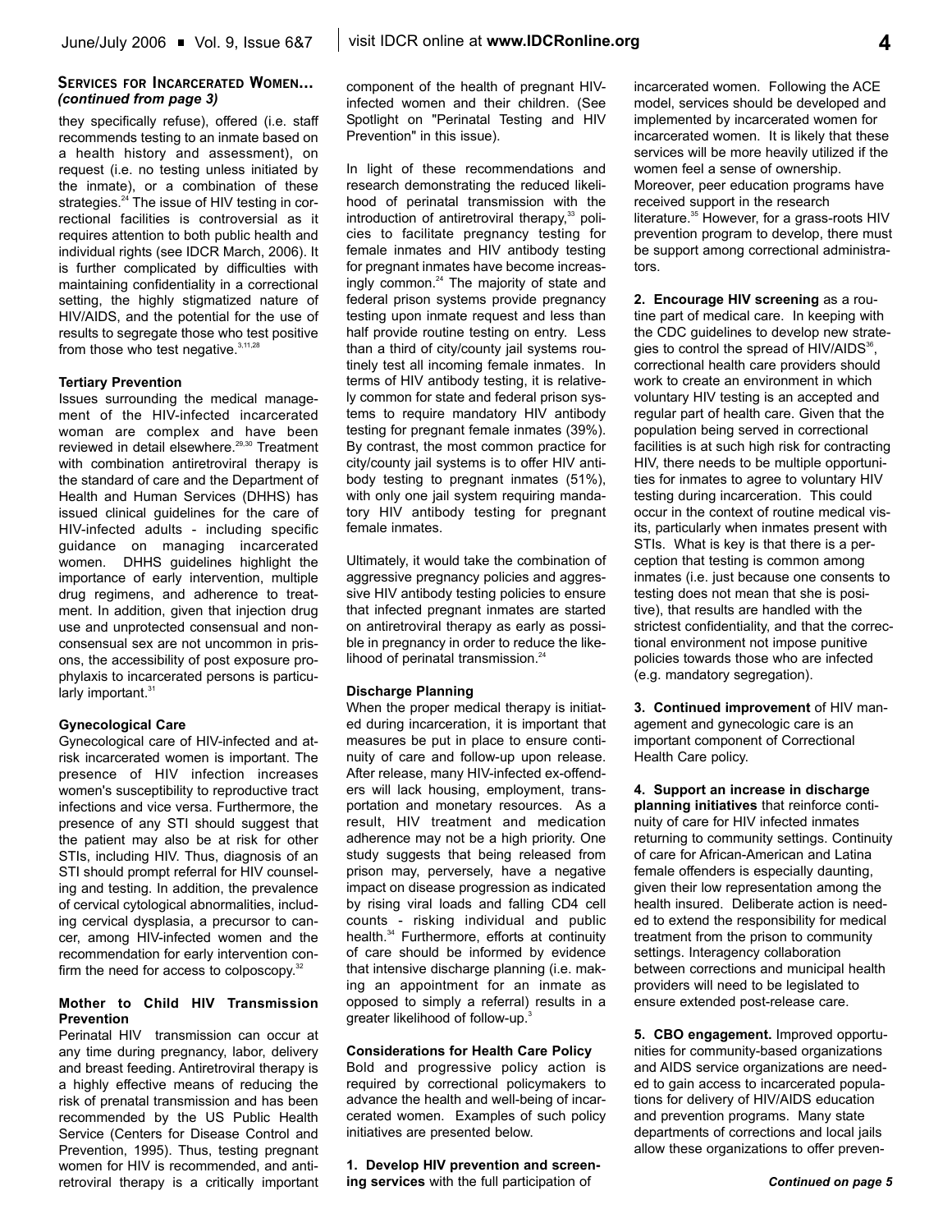**SERVICES FOR INCARCERATED WOMEN...** *(continued from page 3)*

they specifically refuse), offered (i.e. staff recommends testing to an inmate based on a health history and assessment), on request (i.e. no testing unless initiated by the inmate), or a combination of these strategies.[24] The issue of HIV testing in correctional facilities is controversial as it requires attention to both public health and individual rights (see IDCR March, 2006). It is further complicated by difficulties with maintaining confidentiality in a correctional setting, the highly stigmatized nature of HIV/AIDS, and the potential for the use of results to segregate those who test positive from those who test negative.[3,11,28]

**Tertiary Prevention**

Issues surrounding the medical management of the HIV-infected incarcerated woman are complex and have been reviewed in detail elsewhere.[29,30] Treatment with combination antiretroviral therapy is the standard of care and the Department of Health and Human Services (DHHS) has issued clinical guidelines for the care of HIV-infected adults - including specific guidance on managing incarcerated women. DHHS guidelines highlight the importance of early intervention, multiple drug regimens, and adherence to treatment. In addition, given that injection drug use and unprotected consensual and non-consensual sex are not uncommon in prisons, the accessibility of post exposure prophylaxis to incarcerated persons is particularly important.[31]

**Gynecological Care**

Gynecological care of HIV-infected and at-risk incarcerated women is important. The presence of HIV infection increases women's susceptibility to reproductive tract infections and vice versa. Furthermore, the presence of any STI should suggest that the patient may also be at risk for other STIs, including HIV. Thus, diagnosis of an STI should prompt referral for HIV counseling and testing. In addition, the prevalence of cervical cytological abnormalities, including cervical dysplasia, a precursor to cancer, among HIV-infected women and the recommendation for early intervention confirm the need for access to colposcopy.[32]

**Mother to Child HIV Transmission Prevention**

Perinatal HIV transmission can occur at any time during pregnancy, labor, delivery and breast feeding. Antiretroviral therapy is a highly effective means of reducing the risk of prenatal transmission and has been recommended by the US Public Health Service (Centers for Disease Control and Prevention, 1995). Thus, testing pregnant women for HIV is recommended, and antiretroviral therapy is a critically important component of the health of pregnant HIV-infected women and their children. (See Spotlight on "Perinatal Testing and HIV Prevention" in this issue).

In light of these recommendations and research demonstrating the reduced likelihood of perinatal transmission with the introduction of antiretroviral therapy,[33] policies to facilitate pregnancy testing for female inmates and HIV antibody testing for pregnant inmates have become increasingly common.[24] The majority of state and federal prison systems provide pregnancy testing upon inmate request and less than half provide routine testing on entry. Less than a third of city/county jail systems routinely test all incoming female inmates. In terms of HIV antibody testing, it is relatively common for state and federal prison systems to require mandatory HIV antibody testing for pregnant female inmates (39%). By contrast, the most common practice for city/county jail systems is to offer HIV antibody testing to pregnant inmates (51%), with only one jail system requiring mandatory HIV antibody testing for pregnant female inmates.

Ultimately, it would take the combination of aggressive pregnancy policies and aggressive HIV antibody testing policies to ensure that infected pregnant inmates are started on antiretroviral therapy as early as possible in pregnancy in order to reduce the likelihood of perinatal transmission.[24]

**Discharge Planning**

When the proper medical therapy is initiated during incarceration, it is important that measures be put in place to ensure continuity of care and follow-up upon release. After release, many HIV-infected ex-offenders will lack housing, employment, transportation and monetary resources. As a result, HIV treatment and medication adherence may not be a high priority. One study suggests that being released from prison may, perversely, have a negative impact on disease progression as indicated by rising viral loads and falling CD4 cell counts - risking individual and public health.[34] Furthermore, efforts at continuity of care should be informed by evidence that intensive discharge planning (i.e. making an appointment for an inmate as opposed to simply a referral) results in a greater likelihood of follow-up.[3]

**Considerations for Health Care Policy**

Bold and progressive policy action is required by correctional policymakers to advance the health and well-being of incarcerated women. Examples of such policy initiatives are presented below.

**1. Develop HIV prevention and screening services** with the full participation of incarcerated women. Following the ACE model, services should be developed and implemented by incarcerated women for incarcerated women. It is likely that these services will be more heavily utilized if the women feel a sense of ownership. Moreover, peer education programs have received support in the research literature.[35] However, for a grass-roots HIV prevention program to develop, there must be support among correctional administrators.

**2. Encourage HIV screening** as a routine part of medical care. In keeping with the CDC guidelines to develop new strategies to control the spread of HIV/AIDS[36], correctional health care providers should work to create an environment in which voluntary HIV testing is an accepted and regular part of health care. Given that the population being served in correctional facilities is at such high risk for contracting HIV, there needs to be multiple opportunities for inmates to agree to voluntary HIV testing during incarceration. This could occur in the context of routine medical visits, particularly when inmates present with STIs. What is key is that there is a perception that testing is common among inmates (i.e. just because one consents to testing does not mean that she is positive), that results are handled with the strictest confidentiality, and that the correctional environment not impose punitive policies towards those who are infected (e.g. mandatory segregation).

**3. Continued improvement** of HIV management and gynecologic care is an important component of Correctional Health Care policy.

**4. Support an increase in discharge planning initiatives** that reinforce continuity of care for HIV infected inmates returning to community settings. Continuity of care for African-American and Latina female offenders is especially daunting, given their low representation among the health insured. Deliberate action is needed to extend the responsibility for medical treatment from the prison to community settings. Interagency collaboration between corrections and municipal health providers will need to be legislated to ensure extended post-release care.

**5. CBO engagement.** Improved opportunities for community-based organizations and AIDS service organizations are needed to gain access to incarcerated populations for delivery of HIV/AIDS education and prevention programs. Many state departments of corrections and local jails allow these organizations to offer preven-

*Continued on page 5*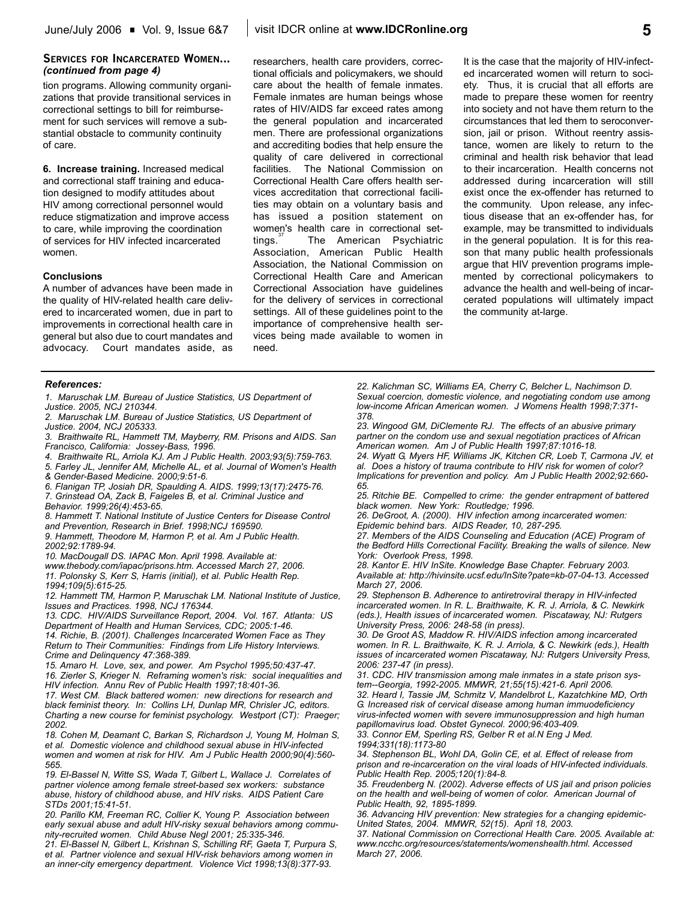## Services for Incarcerated Women... *(continued from page 4)*

tion programs. Allowing community organizations that provide transitional services in correctional settings to bill for reimbursement for such services will remove a substantial obstacle to community continuity of care.

**6. Increase training.** Increased medical and correctional staff training and education designed to modify attitudes about HIV among correctional personnel would reduce stigmatization and improve access to care, while improving the coordination of services for HIV infected incarcerated women.

### Conclusions

A number of advances have been made in the quality of HIV-related health care delivered to incarcerated women, due in part to improvements in correctional health care in general but also due to court mandates and advocacy. Court mandates aside, as researchers, health care providers, correctional officials and policymakers, we should care about the health of female inmates. Female inmates are human beings whose rates of HIV/AIDS far exceed rates among the general population and incarcerated men. There are professional organizations and accrediting bodies that help ensure the quality of care delivered in correctional facilities. The National Commission on Correctional Health Care offers health services accreditation that correctional facilities may obtain on a voluntary basis and has issued a position statement on women's health care in correctional settings.[37] The American Psychiatric Association, American Public Health Association, the National Commission on Correctional Health Care and American Correctional Association have guidelines for the delivery of services in correctional settings. All of these guidelines point to the importance of comprehensive health services being made available to women in need.

It is the case that the majority of HIV-infected incarcerated women will return to society. Thus, it is crucial that all efforts are made to prepare these women for reentry into society and not have them return to the circumstances that led them to seroconversion, jail or prison. Without reentry assistance, women are likely to return to the criminal and health risk behavior that lead to their incarceration. Health concerns not addressed during incarceration will still exist once the ex-offender has returned to the community. Upon release, any infectious disease that an ex-offender has, for example, may be transmitted to individuals in the general population. It is for this reason that many public health professionals argue that HIV prevention programs implemented by correctional policymakers to advance the health and well-being of incarcerated populations will ultimately impact the community at-large.

*References:*

*1. Maruschak LM. Bureau of Justice Statistics, US Department of Justice. 2005, NCJ 210344.*

*2. Maruschak LM. Bureau of Justice Statistics, US Department of Justice. 2004, NCJ 205333.*

*3. Braithwaite RL, Hammett TM, Mayberry, RM. Prisons and AIDS. San Francisco, California: Jossey-Bass, 1996.*

*4. Braithwaite RL, Arriola KJ. Am J Public Health. 2003;93(5):759-763.*

*5. Farley JL, Jennifer AM, Michelle AL, et al. Journal of Women's Health & Gender-Based Medicine. 2000;9:51-6.*

*6. Flanigan TP, Josiah DR, Spaulding A. AIDS. 1999;13(17):2475-76.*

*7. Grinstead OA, Zack B, Faigeles B, et al. Criminal Justice and Behavior. 1999;26(4):453-65.*

*8. Hammett T. National Institute of Justice Centers for Disease Control and Prevention, Research in Brief. 1998;NCJ 169590.*

*9. Hammett, Theodore M, Harmon P, et al. Am J Public Health. 2002;92:1789-94.*

*10. MacDougall DS. IAPAC Mon. April 1998. Available at: www.thebody.com/iapac/prisons.htm. Accessed March 27, 2006.*

*11. Polonsky S, Kerr S, Harris (initial), et al. Public Health Rep. 1994;109(5):615-25.*

*12. Hammett TM, Harmon P, Maruschak LM. National Institute of Justice, Issues and Practices. 1998, NCJ 176344.*

*13. CDC. HIV/AIDS Surveillance Report, 2004. Vol. 167. Atlanta: US Department of Health and Human Services, CDC; 2005:1-46.*

*14. Richie, B. (2001). Challenges Incarcerated Women Face as They Return to Their Communities: Findings from Life History Interviews. Crime and Delinquency 47:368-389.*

*15. Amaro H. Love, sex, and power. Am Psychol 1995;50:437-47.*

*16. Zierler S, Krieger N. Reframing women's risk: social inequalities and HIV infection. Annu Rev of Public Health 1997;18:401-36.*

*17. West CM. Black battered women: new directions for research and black feminist theory. In: Collins LH, Dunlap MR, Chrisler JC, editors. Charting a new course for feminist psychology. Westport (CT): Praeger; 2002.*

*18. Cohen M, Deamant C, Barkan S, Richardson J, Young M, Holman S, et al. Domestic violence and childhood sexual abuse in HIV-infected women and women at risk for HIV. Am J Public Health 2000;90(4):560-565.*

*19. El-Bassel N, Witte SS, Wada T, Gilbert L, Wallace J. Correlates of partner violence among female street-based sex workers: substance abuse, history of childhood abuse, and HIV risks. AIDS Patient Care STDs 2001;15:41-51.*

*20. Parillo KM, Freeman RC, Collier K, Young P. Association between early sexual abuse and adult HIV-risky sexual behaviors among community-recruited women. Child Abuse Negl 2001; 25:335-346.*

*21. El-Bassel N, Gilbert L, Krishnan S, Schilling RF, Gaeta T, Purpura S, et al. Partner violence and sexual HIV-risk behaviors among women in an inner-city emergency department. Violence Vict 1998;13(8):377-93.*

*22. Kalichman SC, Williams EA, Cherry C, Belcher L, Nachimson D. Sexual coercion, domestic violence, and negotiating condom use among low-income African American women. J Womens Health 1998;7:371-378.*

*23. Wingood GM, DiClemente RJ. The effects of an abusive primary partner on the condom use and sexual negotiation practices of African American women. Am J of Public Health 1997;87:1016-18.*

*24. Wyatt G, Myers HF, Williams JK, Kitchen CR, Loeb T, Carmona JV, et al. Does a history of trauma contribute to HIV risk for women of color? Implications for prevention and policy. Am J Public Health 2002;92:660-65.*

*25. Ritchie BE. Compelled to crime: the gender entrapment of battered black women. New York: Routledge; 1996.*

*26. DeGroot, A. (2000). HIV infection among incarcerated women: Epidemic behind bars. AIDS Reader, 10, 287-295.*

*27. Members of the AIDS Counseling and Education (ACE) Program of the Bedford Hills Correctional Facility. Breaking the walls of silence. New York: Overlook Press, 1998.*

*28. Kantor E. HIV InSite. Knowledge Base Chapter. February 2003. Available at: http://hivinsite.ucsf.edu/InSite?pate=kb-07-04-13. Accessed March 27, 2006.*

*29. Stephenson B. Adherence to antiretroviral therapy in HIV-infected incarcerated women. In R. L. Braithwaite, K. R. J. Arriola, & C. Newkirk (eds.), Health issues of incarcerated women. Piscataway, NJ: Rutgers University Press, 2006: 248-58 (in press).*

*30. De Groot AS, Maddow R. HIV/AIDS infection among incarcerated women. In R. L. Braithwaite, K. R. J. Arriola, & C. Newkirk (eds.), Health issues of incarcerated women Piscataway, NJ: Rutgers University Press, 2006: 237-47 (in press).*

*31. CDC. HIV transmission among male inmates in a state prison system--Georgia, 1992-2005. MMWR, 21;55(15):421-6. April 2006.*

*32. Heard I, Tassie JM, Schmitz V, Mandelbrot L, Kazatchkine MD, Orth G. Increased risk of cervical disease among human immuodeficiency virus-infected women with severe immunosuppression and high human papillomavirus load. Obstet Gynecol. 2000;96:403-409.*

*33. Connor EM, Sperling RS, Gelber R et al.N Eng J Med. 1994;331(18):1173-80*

*34. Stephenson BL, Wohl DA, Golin CE, et al. Effect of release from prison and re-incarceration on the viral loads of HIV-infected individuals. Public Health Rep. 2005;120(1):84-8.*

*35. Freudenberg N. (2002). Adverse effects of US jail and prison policies on the health and well-being of women of color. American Journal of Public Health, 92, 1895-1899.*

*36. Advancing HIV prevention: New strategies for a changing epidemic-United States, 2004. MMWR, 52(15). April 18, 2003.*

*37. National Commission on Correctional Health Care. 2005. Available at: www.ncchc.org/resources/statements/womenshealth.html. Accessed March 27, 2006.*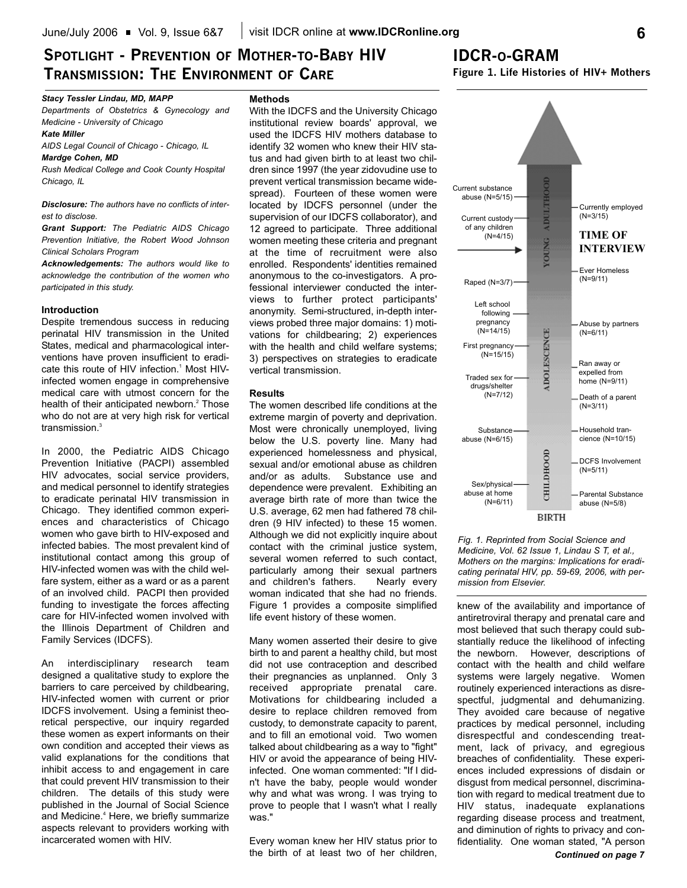# Spotlight - Prevention of Mother-to-Baby HIV Transmission: The Environment of Care

***Stacy Tessler Lindau, MD, MAPP***

*Departments of Obstetrics & Gynecology and Medicine - University of Chicago*

***Kate Miller***

*AIDS Legal Council of Chicago - Chicago, IL*

***Mardge Cohen, MD***

*Rush Medical College and Cook County Hospital Chicago, IL*

***Disclosure:*** *The authors have no conflicts of interest to disclose.*

***Grant Support:*** *The Pediatric AIDS Chicago Prevention Initiative, the Robert Wood Johnson Clinical Scholars Program*

***Acknowledgements:*** *The authors would like to acknowledge the contribution of the women who participated in this study.*

### Introduction

Despite tremendous success in reducing perinatal HIV transmission in the United States, medical and pharmacological interventions have proven insufficient to eradicate this route of HIV infection.[1] Most HIV-infected women engage in comprehensive medical care with utmost concern for the health of their anticipated newborn.[2] Those who do not are at very high risk for vertical transmission.[3]

In 2000, the Pediatric AIDS Chicago Prevention Initiative (PACPI) assembled HIV advocates, social service providers, and medical personnel to identify strategies to eradicate perinatal HIV transmission in Chicago. They identified common experiences and characteristics of Chicago women who gave birth to HIV-exposed and infected babies. The most prevalent kind of institutional contact among this group of HIV-infected women was with the child welfare system, either as a ward or as a parent of an involved child. PACPI then provided funding to investigate the forces affecting care for HIV-infected women involved with the Illinois Department of Children and Family Services (IDCFS).

An interdisciplinary research team designed a qualitative study to explore the barriers to care perceived by childbearing, HIV-infected women with current or prior IDCFS involvement. Using a feminist theoretical perspective, our inquiry regarded these women as expert informants on their own condition and accepted their views as valid explanations for the conditions that inhibit access to and engagement in care that could prevent HIV transmission to their children. The details of this study were published in the Journal of Social Science and Medicine.[4] Here, we briefly summarize aspects relevant to providers working with incarcerated women with HIV.

### Methods

With the IDCFS and the University Chicago institutional review boards' approval, we used the IDCFS HIV mothers database to identify 32 women who knew their HIV status and had given birth to at least two children since 1997 (the year zidovudine use to prevent vertical transmission became widespread). Fourteen of these women were located by IDCFS personnel (under the supervision of our IDCFS collaborator), and 12 agreed to participate. Three additional women meeting these criteria and pregnant at the time of recruitment were also enrolled. Respondents' identities remained anonymous to the co-investigators. A professional interviewer conducted the interviews to further protect participants' anonymity. Semi-structured, in-depth interviews probed three major domains: 1) motivations for childbearing; 2) experiences with the health and child welfare systems; 3) perspectives on strategies to eradicate vertical transmission.

### Results

The women described life conditions at the extreme margin of poverty and deprivation. Most were chronically unemployed, living below the U.S. poverty line. Many had experienced homelessness and physical, sexual and/or emotional abuse as children and/or as adults. Substance use and dependence were prevalent. Exhibiting an average birth rate of more than twice the U.S. average, 62 men had fathered 78 children (9 HIV infected) to these 15 women. Although we did not explicitly inquire about contact with the criminal justice system, several women referred to such contact, particularly among their sexual partners and children's fathers. Nearly every woman indicated that she had no friends. Figure 1 provides a composite simplified life event history of these women.

Many women asserted their desire to give birth to and parent a healthy child, but most did not use contraception and described their pregnancies as unplanned. Only 3 received appropriate prenatal care. Motivations for childbearing included a desire to replace children removed from custody, to demonstrate capacity to parent, and to fill an emotional void. Two women talked about childbearing as a way to "fight" HIV or avoid the appearance of being HIV-infected. One woman commented: "If I didn't have the baby, people would wonder why and what was wrong. I was trying to prove to people that I wasn't what I really was."

Every woman knew her HIV status prior to the birth of at least two of her children, knew of the availability and importance of antiretroviral therapy and prenatal care and most believed that such therapy could substantially reduce the likelihood of infecting the newborn. However, descriptions of contact with the health and child welfare systems were largely negative. Women routinely experienced interactions as disrespectful, judgmental and dehumanizing. They avoided care because of negative practices by medical personnel, including disrespectful and condescending treatment, lack of privacy, and egregious breaches of confidentiality. These experiences included expressions of disdain or disgust from medical personnel, discrimination with regard to medical treatment due to HIV status, inadequate explanations regarding disease process and treatment, and diminution of rights to privacy and confidentiality. One woman stated, "A person

***Continued on page 7***

## IDCR-o-GRAM

**Figure 1. Life Histories of HIV+ Mothers**

BIRTH → CHILDHOOD → ADOLESCENCE → YOUNG ADULTHOOD

TIME OF INTERVIEW

Left side (bottom to top):
- Sex/physical abuse at home (N=6/11)
- Substance abuse (N=6/15)
- Traded sex for drugs/shelter (N=7/12)
- First pregnancy (N=15/15)
- Left school following pregnancy (N=14/15)
- Raped (N=3/7)
- Current custody of any children (N=4/15)
- Current substance abuse (N=5/15)

Right side (bottom to top):
- Parental Substance abuse (N=5/8)
- DCFS Involvement (N=5/11)
- Household trancience (N=10/15)
- Death of a parent (N=3/11)
- Ran away or expelled from home (N=9/11)
- Abuse by partners (N=6/11)
- Ever Homeless (N=9/11)
- Currently employed (N=3/15)

*Fig. 1. Reprinted from Social Science and Medicine, Vol. 62 Issue 1, Lindau S T, et al., Mothers on the margins: Implications for eradicating perinatal HIV, pp. 59-69, 2006, with permission from Elsevier.*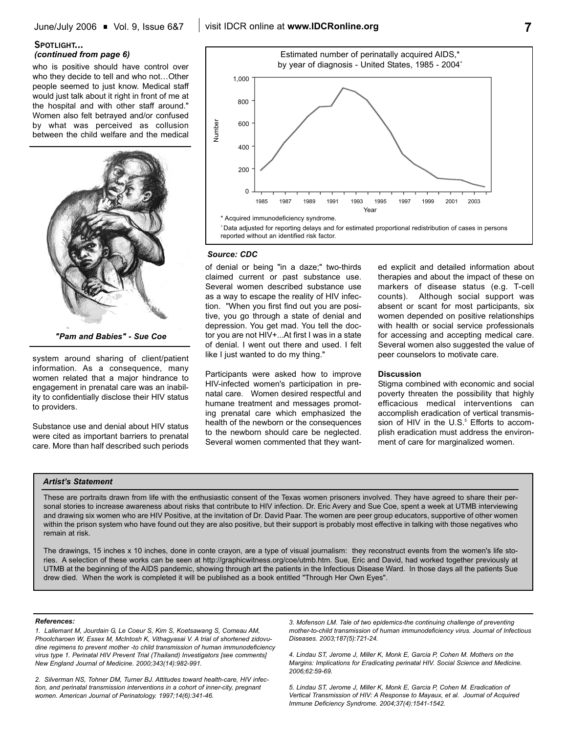**SPOTLIGHT...**
***(continued from page 6)***

who is positive should have control over who they decide to tell and who not…Other people seemed to just know. Medical staff would just talk about it right in front of me at the hospital and with other staff around." Women also felt betrayed and/or confused by what was perceived as collusion between the child welfare and the medical system around sharing of client/patient information. As a consequence, many women related that a major hindrance to engagement in prenatal care was an inability to confidentially disclose their HIV status to providers.

***"Pam and Babies" - Sue Coe***

Substance use and denial about HIV status were cited as important barriers to prenatal care. More than half described such periods of denial or being "in a daze;" two-thirds claimed current or past substance use. Several women described substance use as a way to escape the reality of HIV infection. "When you first find out you are positive, you go through a state of denial and depression. You get mad. You tell the doctor you are not HIV+...At first I was in a state of denial. I went out there and used. I felt like I just wanted to do my thing."

Participants were asked how to improve HIV-infected women's participation in prenatal care. Women desired respectful and humane treatment and messages promoting prenatal care which emphasized the health of the newborn or the consequences to the newborn should care be neglected. Several women commented that they wanted explicit and detailed information about therapies and about the impact of these on markers of disease status (e.g. T-cell counts). Although social support was absent or scant for most participants, six women depended on positive relationships with health or social service professionals for accessing and accepting medical care. Several women also suggested the value of peer counselors to motivate care.

Estimated number of perinatally acquired AIDS,* by year of diagnosis - United States, 1985 - 2004⁺

\* Acquired immunodeficiency syndrome.

⁺ Data adjusted for reporting delays and for estimated proportional redistribution of cases in persons reported without an identified risk factor.

***Source: CDC***

**Discussion**

Stigma combined with economic and social poverty threaten the possibility that highly efficacious medical interventions can accomplish eradication of vertical transmission of HIV in the U.S.[5] Efforts to accomplish eradication must address the environment of care for marginalized women.

***Artist's Statement***

These are portraits drawn from life with the enthusiastic consent of the Texas women prisoners involved. They have agreed to share their personal stories to increase awareness about risks that contribute to HIV infection. Dr. Eric Avery and Sue Coe, spent a week at UTMB interviewing and drawing six women who are HIV Positive, at the invitation of Dr. David Paar. The women are peer group educators, supportive of other women within the prison system who have found out they are also positive, but their support is probably most effective in talking with those negatives who remain at risk.

The drawings, 15 inches x 10 inches, done in conte crayon, are a type of visual journalism: they reconstruct events from the women's life stories. A selection of these works can be seen at http://graphicwitness.org/coe/utmb.htm. Sue, Eric and David, had worked together previously at UTMB at the beginning of the AIDS pandemic, showing through art the patients in the Infectious Disease Ward. In those days all the patients Sue drew died. When the work is completed it will be published as a book entitled "Through Her Own Eyes".

***References:***

*1. Lallemant M, Jourdain G, Le Coeur S, Kim S, Koetsawang S, Comeau AM, Phoolcharoen W, Essex M, McIntosh K, Vithagyasai V. A trial of shortened zidovudine regimens to prevent mother -to child transmission of human immunodeficiency virus type 1. Perinatal HIV Prevent Trial (Thailand) Investigators [see comments] New England Journal of Medicine. 2000;343(14):982-991.*

*2. Silverman NS, Tohner DM, Turner BJ. Attitudes toward health-care, HIV infection, and perinatal transmission interventions in a cohort of inner-city, pregnant women. American Journal of Perinatology. 1997;14(6):341-46.*

*3. Mofenson LM. Tale of two epidemics-the continuing challenge of preventing mother-to-child transmission of human immunodeficiency virus. Journal of Infectious Diseases. 2003;187(5):721-24.*

*4. Lindau ST, Jerome J, Miller K, Monk E, Garcia P, Cohen M. Mothers on the Margins: Implications for Eradicating perinatal HIV. Social Science and Medicine. 2006;62:59-69.*

*5. Lindau ST, Jerome J, Miller K, Monk E, Garcia P, Cohen M. Eradication of Vertical Transmission of HIV: A Response to Mayaux, et al. Journal of Acquired Immune Deficiency Syndrome. 2004;37(4):1541-1542.*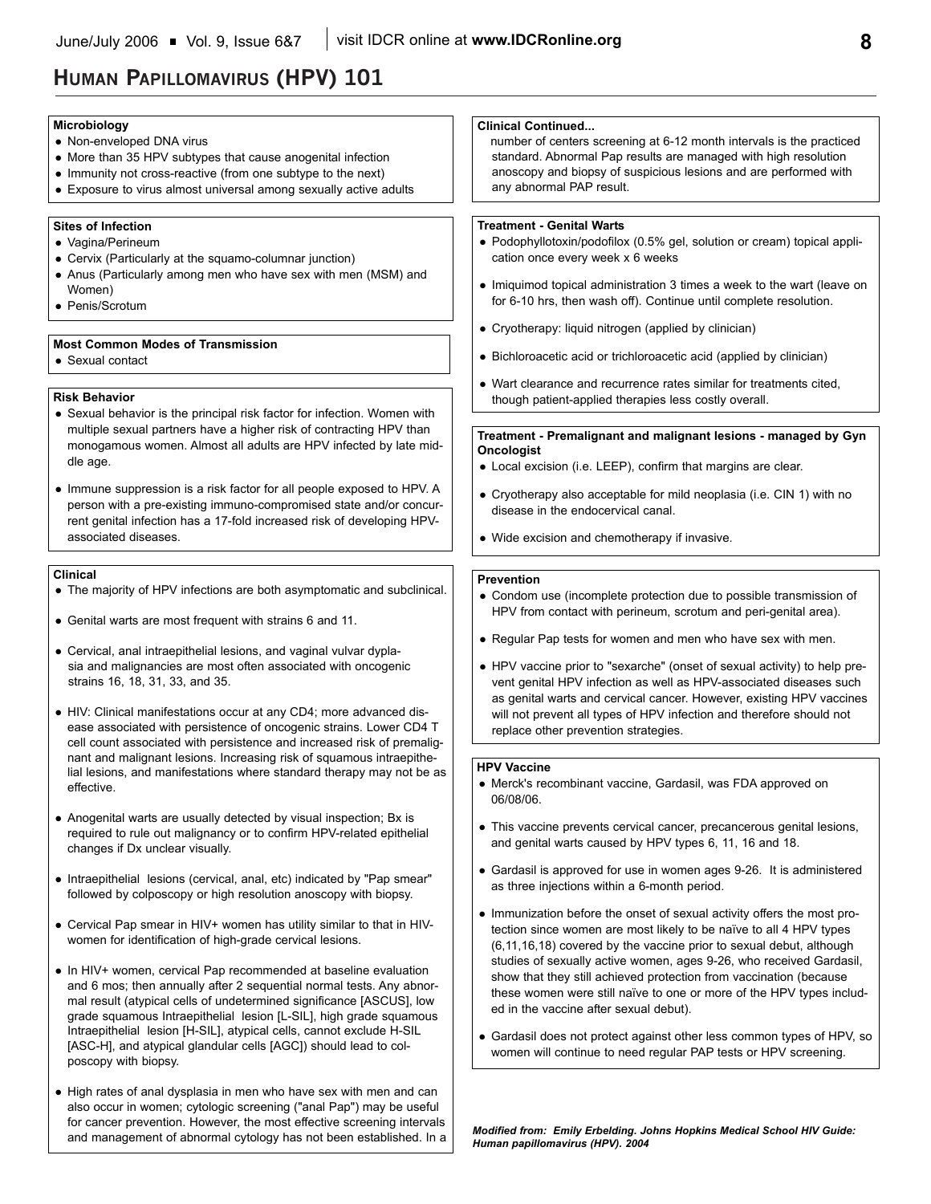# Human Papillomavirus (HPV) 101

### Microbiology

- Non-enveloped DNA virus
- More than 35 HPV subtypes that cause anogenital infection
- Immunity not cross-reactive (from one subtype to the next)
- Exposure to virus almost universal among sexually active adults

### Sites of Infection

- Vagina/Perineum
- Cervix (Particularly at the squamo-columnar junction)
- Anus (Particularly among men who have sex with men (MSM) and Women)
- Penis/Scrotum

### Most Common Modes of Transmission

- Sexual contact

### Risk Behavior

- Sexual behavior is the principal risk factor for infection. Women with multiple sexual partners have a higher risk of contracting HPV than monogamous women. Almost all adults are HPV infected by late middle age.
- Immune suppression is a risk factor for all people exposed to HPV. A person with a pre-existing immuno-compromised state and/or concurrent genital infection has a 17-fold increased risk of developing HPV-associated diseases.

### Clinical

- The majority of HPV infections are both asymptomatic and subclinical.
- Genital warts are most frequent with strains 6 and 11.
- Cervical, anal intraepithelial lesions, and vaginal vulvar dyplasia and malignancies are most often associated with oncogenic strains 16, 18, 31, 33, and 35.
- HIV: Clinical manifestations occur at any CD4; more advanced disease associated with persistence of oncogenic strains. Lower CD4 T cell count associated with persistence and increased risk of premalignant and malignant lesions. Increasing risk of squamous intraepithelial lesions, and manifestations where standard therapy may not be as effective.
- Anogenital warts are usually detected by visual inspection; Bx is required to rule out malignancy or to confirm HPV-related epithelial changes if Dx unclear visually.
- Intraepithelial lesions (cervical, anal, etc) indicated by "Pap smear" followed by colposcopy or high resolution anoscopy with biopsy.
- Cervical Pap smear in HIV+ women has utility similar to that in HIV- women for identification of high-grade cervical lesions.
- In HIV+ women, cervical Pap recommended at baseline evaluation and 6 mos; then annually after 2 sequential normal tests. Any abnormal result (atypical cells of undetermined significance [ASCUS], low grade squamous Intraepithelial lesion [L-SIL], high grade squamous Intraepithelial lesion [H-SIL], atypical cells, cannot exclude H-SIL [ASC-H], and atypical glandular cells [AGC]) should lead to colposcopy with biopsy.
- High rates of anal dysplasia in men who have sex with men and can also occur in women; cytologic screening ("anal Pap") may be useful for cancer prevention. However, the most effective screening intervals and management of abnormal cytology has not been established. In a number of centers screening at 6-12 month intervals is the practiced standard. Abnormal Pap results are managed with high resolution anoscopy and biopsy of suspicious lesions and are performed with any abnormal PAP result.

### Treatment - Genital Warts

- Podophyllotoxin/podofilox (0.5% gel, solution or cream) topical application once every week x 6 weeks
- Imiquimod topical administration 3 times a week to the wart (leave on for 6-10 hrs, then wash off). Continue until complete resolution.
- Cryotherapy: liquid nitrogen (applied by clinician)
- Bichloroacetic acid or trichloroacetic acid (applied by clinician)
- Wart clearance and recurrence rates similar for treatments cited, though patient-applied therapies less costly overall.

### Treatment - Premalignant and malignant lesions - managed by Gyn Oncologist

- Local excision (i.e. LEEP), confirm that margins are clear.
- Cryotherapy also acceptable for mild neoplasia (i.e. CIN 1) with no disease in the endocervical canal.
- Wide excision and chemotherapy if invasive.

### Prevention

- Condom use (incomplete protection due to possible transmission of HPV from contact with perineum, scrotum and peri-genital area).
- Regular Pap tests for women and men who have sex with men.
- HPV vaccine prior to "sexarche" (onset of sexual activity) to help prevent genital HPV infection as well as HPV-associated diseases such as genital warts and cervical cancer. However, existing HPV vaccines will not prevent all types of HPV infection and therefore should not replace other prevention strategies.

### HPV Vaccine

- Merck's recombinant vaccine, Gardasil, was FDA approved on 06/08/06.
- This vaccine prevents cervical cancer, precancerous genital lesions, and genital warts caused by HPV types 6, 11, 16 and 18.
- Gardasil is approved for use in women ages 9-26. It is administered as three injections within a 6-month period.
- Immunization before the onset of sexual activity offers the most protection since women are most likely to be naïve to all 4 HPV types (6,11,16,18) covered by the vaccine prior to sexual debut, although studies of sexually active women, ages 9-26, who received Gardasil, show that they still achieved protection from vaccination (because these women were still naïve to one or more of the HPV types included in the vaccine after sexual debut).
- Gardasil does not protect against other less common types of HPV, so women will continue to need regular PAP tests or HPV screening.

***Modified from: Emily Erbelding. Johns Hopkins Medical School HIV Guide: Human papillomavirus (HPV). 2004***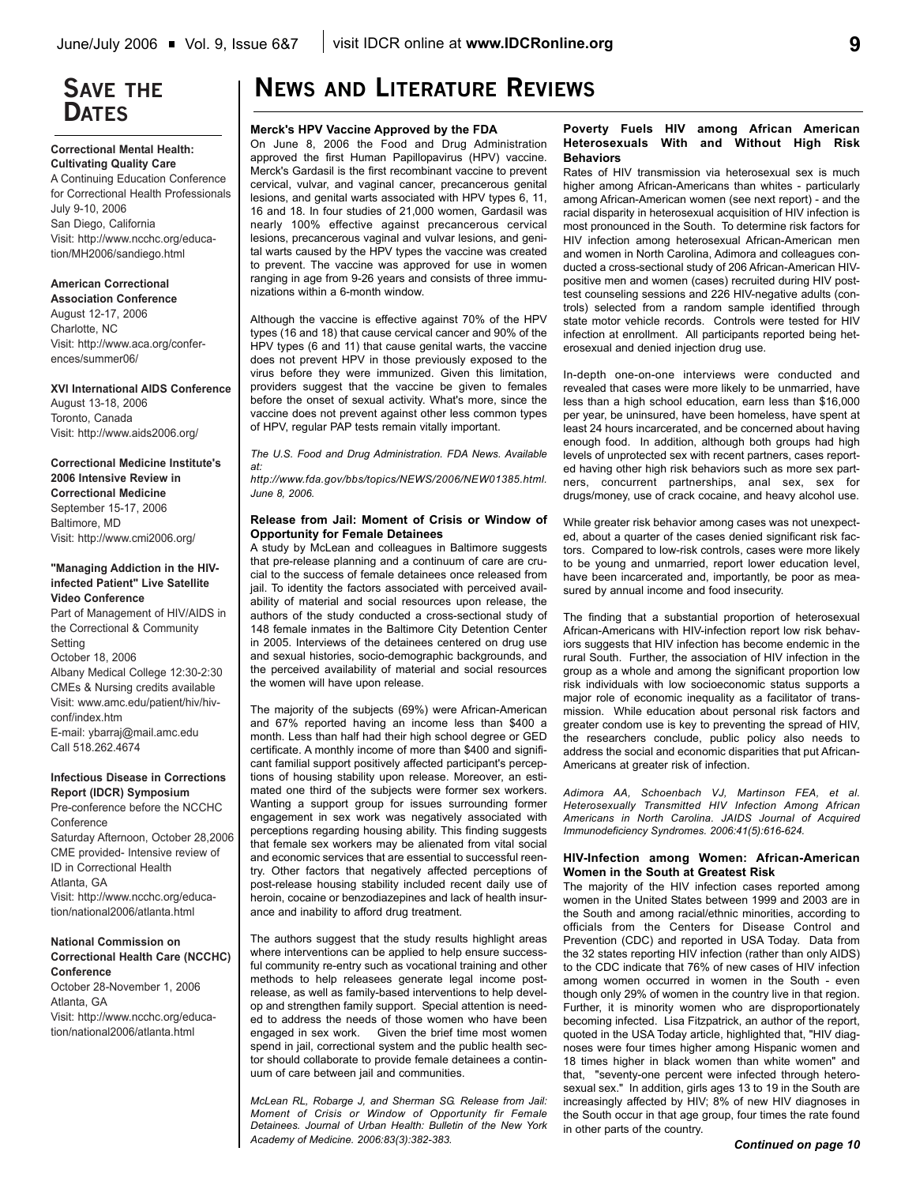# Save the Dates

**Correctional Mental Health: Cultivating Quality Care**
A Continuing Education Conference for Correctional Health Professionals
July 9-10, 2006
San Diego, California
Visit: http://www.ncchc.org/education/MH2006/sandiego.html

**American Correctional Association Conference**
August 12-17, 2006
Charlotte, NC
Visit: http://www.aca.org/conferences/summer06/

**XVI International AIDS Conference**
August 13-18, 2006
Toronto, Canada
Visit: http://www.aids2006.org/

**Correctional Medicine Institute's 2006 Intensive Review in Correctional Medicine**
September 15-17, 2006
Baltimore, MD
Visit: http://www.cmi2006.org/

**"Managing Addiction in the HIV-infected Patient" Live Satellite Video Conference**
Part of Management of HIV/AIDS in the Correctional & Community Setting
October 18, 2006
Albany Medical College 12:30-2:30
CMEs & Nursing credits available
Visit: www.amc.edu/patient/hiv/hivconf/index.htm
E-mail: ybarraj@mail.amc.edu
Call 518.262.4674

**Infectious Disease in Corrections Report (IDCR) Symposium**
Pre-conference before the NCCHC Conference
Saturday Afternoon, October 28,2006
CME provided- Intensive review of ID in Correctional Health
Atlanta, GA
Visit: http://www.ncchc.org/education/national2006/atlanta.html

**National Commission on Correctional Health Care (NCCHC) Conference**
October 28-November 1, 2006
Atlanta, GA
Visit: http://www.ncchc.org/education/national2006/atlanta.html

# News and Literature Reviews

### Merck's HPV Vaccine Approved by the FDA

On June 8, 2006 the Food and Drug Administration approved the first Human Papillomavirus (HPV) vaccine. Merck's Gardasil is the first recombinant vaccine to prevent cervical, vulvar, and vaginal cancer, precancerous genital lesions, and genital warts associated with HPV types 6, 11, 16 and 18. In four studies of 21,000 women, Gardasil was nearly 100% effective against precancerous cervical lesions, precancerous vaginal and vulvar lesions, and genital warts caused by the HPV types the vaccine was created to prevent. The vaccine was approved for use in women ranging in age from 9-26 years and consists of three immunizations within a 6-month window.

Although the vaccine is effective against 70% of the HPV types (16 and 18) that cause cervical cancer and 90% of the HPV types (6 and 11) that cause genital warts, the vaccine does not prevent HPV in those previously exposed to the virus before they were immunized. Given this limitation, providers suggest that the vaccine be given to females before the onset of sexual activity. What's more, since the vaccine does not prevent against other less common types of HPV, regular PAP tests remain vitally important.

*The U.S. Food and Drug Administration. FDA News. Available at: http://www.fda.gov/bbs/topics/NEWS/2006/NEW01385.html. June 8, 2006.*

### Release from Jail: Moment of Crisis or Window of Opportunity for Female Detainees

A study by McLean and colleagues in Baltimore suggests that pre-release planning and a continuum of care are crucial to the success of female detainees once released from jail. To identity the factors associated with perceived availability of material and social resources upon release, the authors of the study conducted a cross-sectional study of 148 female inmates in the Baltimore City Detention Center in 2005. Interviews of the detainees centered on drug use and sexual histories, socio-demographic backgrounds, and the perceived availability of material and social resources the women will have upon release.

The majority of the subjects (69%) were African-American and 67% reported having an income less than $400 a month. Less than half had their high school degree or GED certificate. A monthly income of more than $400 and significant familial support positively affected participant's perceptions of housing stability upon release. Moreover, an estimated one third of the subjects were former sex workers. Wanting a support group for issues surrounding former engagement in sex work was negatively associated with perceptions regarding housing ability. This finding suggests that female sex workers may be alienated from vital social and economic services that are essential to successful reentry. Other factors that negatively affected perceptions of post-release housing stability included recent daily use of heroin, cocaine or benzodiazepines and lack of health insurance and inability to afford drug treatment.

The authors suggest that the study results highlight areas where interventions can be applied to help ensure successful community re-entry such as vocational training and other methods to help releasees generate legal income post-release, as well as family-based interventions to help develop and strengthen family support. Special attention is needed to address the needs of those women who have been engaged in sex work. Given the brief time most women spend in jail, correctional system and the public health sector should collaborate to provide female detainees a continuum of care between jail and communities.

*McLean RL, Robarge J, and Sherman SG. Release from Jail: Moment of Crisis or Window of Opportunity fir Female Detainees. Journal of Urban Health: Bulletin of the New York Academy of Medicine. 2006:83(3):382-383.*

### Poverty Fuels HIV among African American Heterosexuals With and Without High Risk Behaviors

Rates of HIV transmission via heterosexual sex is much higher among African-Americans than whites - particularly among African-American women (see next report) - and the racial disparity in heterosexual acquisition of HIV infection is most pronounced in the South. To determine risk factors for HIV infection among heterosexual African-American men and women in North Carolina, Adimora and colleagues conducted a cross-sectional study of 206 African-American HIV-positive men and women (cases) recruited during HIV post-test counseling sessions and 226 HIV-negative adults (controls) selected from a random sample identified through state motor vehicle records. Controls were tested for HIV infection at enrollment. All participants reported being heterosexual and denied injection drug use.

In-depth one-on-one interviews were conducted and revealed that cases were more likely to be unmarried, have less than a high school education, earn less than $16,000 per year, be uninsured, have been homeless, have spent at least 24 hours incarcerated, and be concerned about having enough food. In addition, although both groups had high levels of unprotected sex with recent partners, cases reported having other high risk behaviors such as more sex partners, concurrent partnerships, anal sex, sex for drugs/money, use of crack cocaine, and heavy alcohol use.

While greater risk behavior among cases was not unexpected, about a quarter of the cases denied significant risk factors. Compared to low-risk controls, cases were more likely to be young and unmarried, report lower education level, have been incarcerated and, importantly, be poor as measured by annual income and food insecurity.

The finding that a substantial proportion of heterosexual African-Americans with HIV-infection report low risk behaviors suggests that HIV infection has become endemic in the rural South. Further, the association of HIV infection in the group as a whole and among the significant proportion low risk individuals with low socioeconomic status supports a major role of economic inequality as a facilitator of transmission. While education about personal risk factors and greater condom use is key to preventing the spread of HIV, the researchers conclude, public policy also needs to address the social and economic disparities that put African-Americans at greater risk of infection.

*Adimora AA, Schoenbach VJ, Martinson FEA, et al. Heterosexually Transmitted HIV Infection Among African Americans in North Carolina. JAIDS Journal of Acquired Immunodeficiency Syndromes. 2006:41(5):616-624.*

### HIV-Infection among Women: African-American Women in the South at Greatest Risk

The majority of the HIV infection cases reported among women in the United States between 1999 and 2003 are in the South and among racial/ethnic minorities, according to officials from the Centers for Disease Control and Prevention (CDC) and reported in USA Today. Data from the 32 states reporting HIV infection (rather than only AIDS) to the CDC indicate that 76% of new cases of HIV infection among women occurred in women in the South - even though only 29% of women in the country live in that region. Further, it is minority women who are disproportionately becoming infected. Lisa Fitzpatrick, an author of the report, quoted in the USA Today article, highlighted that, "HIV diagnoses were four times higher among Hispanic women and 18 times higher in black women than white women" and that, "seventy-one percent were infected through heterosexual sex." In addition, girls ages 13 to 19 in the South are increasingly affected by HIV; 8% of new HIV diagnoses in the South occur in that age group, four times the rate found in other parts of the country.

***Continued on page 10***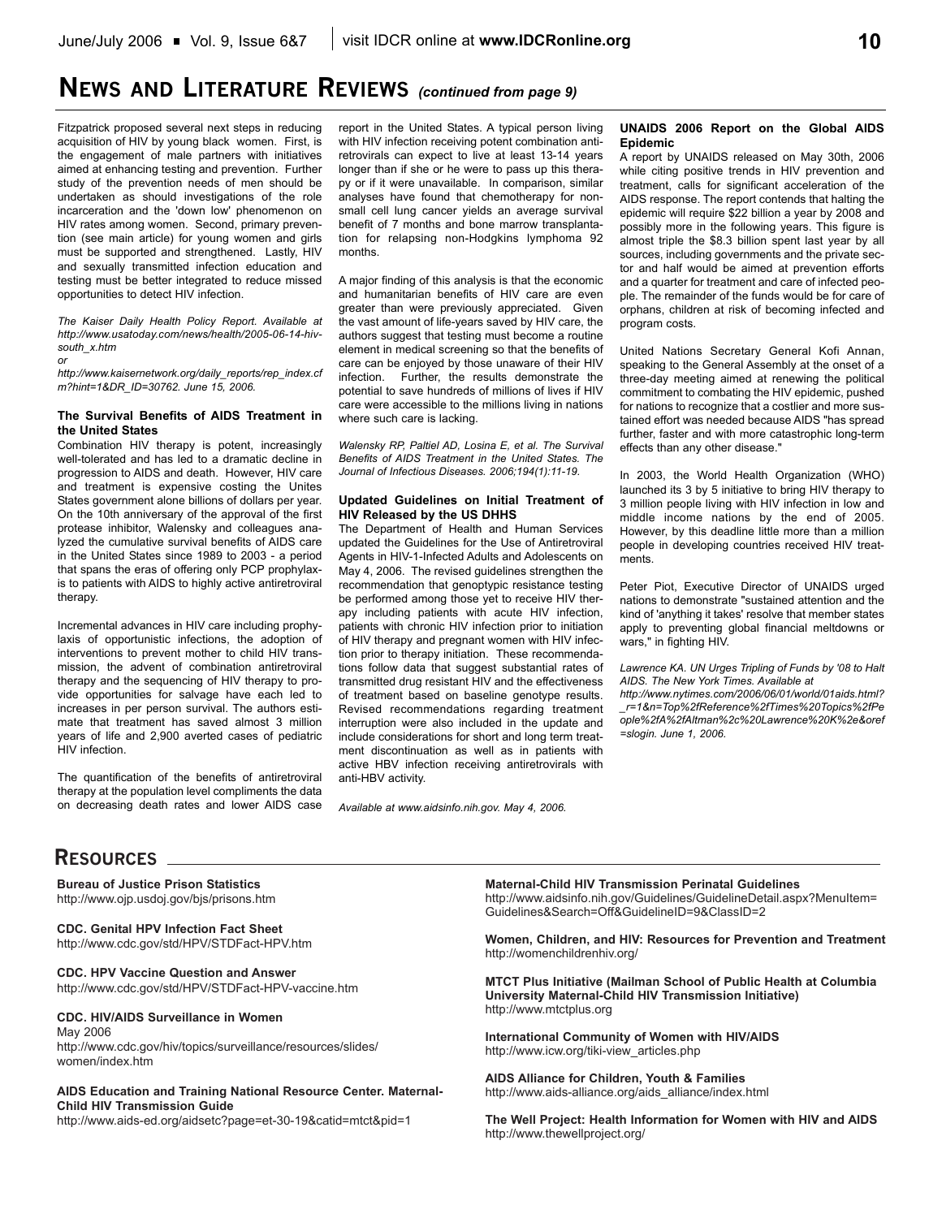# NEWS AND LITERATURE REVIEWS *(continued from page 9)*

Fitzpatrick proposed several next steps in reducing acquisition of HIV by young black women. First, is the engagement of male partners with initiatives aimed at enhancing testing and prevention. Further study of the prevention needs of men should be undertaken as should investigations of the role incarceration and the 'down low' phenomenon on HIV rates among women. Second, primary prevention (see main article) for young women and girls must be supported and strengthened. Lastly, HIV and sexually transmitted infection education and testing must be better integrated to reduce missed opportunities to detect HIV infection.

*The Kaiser Daily Health Policy Report. Available at http://www.usatoday.com/news/health/2005-06-14-hiv-south_x.htm*
*or*
*http://www.kaisernetwork.org/daily_reports/rep_index.cfm?hint=1&DR_ID=30762. June 15, 2006.*

### The Survival Benefits of AIDS Treatment in the United States

Combination HIV therapy is potent, increasingly well-tolerated and has led to a dramatic decline in progression to AIDS and death. However, HIV care and treatment is expensive costing the Unites States government alone billions of dollars per year. On the 10th anniversary of the approval of the first protease inhibitor, Walensky and colleagues analyzed the cumulative survival benefits of AIDS care in the United States since 1989 to 2003 - a period that spans the eras of offering only PCP prophylaxis to patients with AIDS to highly active antiretroviral therapy.

Incremental advances in HIV care including prophylaxis of opportunistic infections, the adoption of interventions to prevent mother to child HIV transmission, the advent of combination antiretroviral therapy and the sequencing of HIV therapy to provide opportunities for salvage have each led to increases in per person survival. The authors estimate that treatment has saved almost 3 million years of life and 2,900 averted cases of pediatric HIV infection.

The quantification of the benefits of antiretroviral therapy at the population level compliments the data on decreasing death rates and lower AIDS case report in the United States. A typical person living with HIV infection receiving potent combination antiretrovirals can expect to live at least 13-14 years longer than if she or he were to pass up this therapy or if it were unavailable. In comparison, similar analyses have found that chemotherapy for non-small cell lung cancer yields an average survival benefit of 7 months and bone marrow transplantation for relapsing non-Hodgkins lymphoma 92 months.

A major finding of this analysis is that the economic and humanitarian benefits of HIV care are even greater than were previously appreciated. Given the vast amount of life-years saved by HIV care, the authors suggest that testing must become a routine element in medical screening so that the benefits of care can be enjoyed by those unaware of their HIV infection. Further, the results demonstrate the potential to save hundreds of millions of lives if HIV care were accessible to the millions living in nations where such care is lacking.

*Walensky RP, Paltiel AD, Losina E, et al. The Survival Benefits of AIDS Treatment in the United States. The Journal of Infectious Diseases. 2006;194(1):11-19.*

### Updated Guidelines on Initial Treatment of HIV Released by the US DHHS

The Department of Health and Human Services updated the Guidelines for the Use of Antiretroviral Agents in HIV-1-Infected Adults and Adolescents on May 4, 2006. The revised guidelines strengthen the recommendation that genoptypic resistance testing be performed among those yet to receive HIV therapy including patients with acute HIV infection, patients with chronic HIV infection prior to initiation of HIV therapy and pregnant women with HIV infection prior to therapy initiation. These recommendations follow data that suggest substantial rates of transmitted drug resistant HIV and the effectiveness of treatment based on baseline genotype results. Revised recommendations regarding treatment interruption were also included in the update and include considerations for short and long term treatment discontinuation as well as in patients with active HBV infection receiving antiretrovirals with anti-HBV activity.

*Available at www.aidsinfo.nih.gov. May 4, 2006.*

### UNAIDS 2006 Report on the Global AIDS Epidemic

A report by UNAIDS released on May 30th, 2006 while citing positive trends in HIV prevention and treatment, calls for significant acceleration of the AIDS response. The report contends that halting the epidemic will require $22 billion a year by 2008 and possibly more in the following years. This figure is almost triple the $8.3 billion spent last year by all sources, including governments and the private sector and half would be aimed at prevention efforts and a quarter for treatment and care of infected people. The remainder of the funds would be for care of orphans, children at risk of becoming infected and program costs.

United Nations Secretary General Kofi Annan, speaking to the General Assembly at the onset of a three-day meeting aimed at renewing the political commitment to combating the HIV epidemic, pushed for nations to recognize that a costlier and more sustained effort was needed because AIDS "has spread further, faster and with more catastrophic long-term effects than any other disease."

In 2003, the World Health Organization (WHO) launched its 3 by 5 initiative to bring HIV therapy to 3 million people living with HIV infection in low and middle income nations by the end of 2005. However, by this deadline little more than a million people in developing countries received HIV treatments.

Peter Piot, Executive Director of UNAIDS urged nations to demonstrate "sustained attention and the kind of 'anything it takes' resolve that member states apply to preventing global financial meltdowns or wars," in fighting HIV.

*Lawrence KA. UN Urges Tripling of Funds by '08 to Halt AIDS. The New York Times. Available at http://www.nytimes.com/2006/06/01/world/01aids.html?_r=1&n=Top%2fReference%2fTimes%20Topics%2fPeople%2fA%2fAltman%2c%20Lawrence%20K%2e&oref=slogin. June 1, 2006.*

# RESOURCES

**Bureau of Justice Prison Statistics**
http://www.ojp.usdoj.gov/bjs/prisons.htm

**CDC. Genital HPV Infection Fact Sheet**
http://www.cdc.gov/std/HPV/STDFact-HPV.htm

**CDC. HPV Vaccine Question and Answer**
http://www.cdc.gov/std/HPV/STDFact-HPV-vaccine.htm

**CDC. HIV/AIDS Surveillance in Women**
May 2006
http://www.cdc.gov/hiv/topics/surveillance/resources/slides/women/index.htm

**AIDS Education and Training National Resource Center. Maternal-Child HIV Transmission Guide**
http://www.aids-ed.org/aidsetc?page=et-30-19&catid=mtct&pid=1

**Maternal-Child HIV Transmission Perinatal Guidelines**
http://www.aidsinfo.nih.gov/Guidelines/GuidelineDetail.aspx?MenuItem=Guidelines&Search=Off&GuidelineID=9&ClassID=2

**Women, Children, and HIV: Resources for Prevention and Treatment**
http://womenchildrenhiv.org/

**MTCT Plus Initiative (Mailman School of Public Health at Columbia University Maternal-Child HIV Transmission Initiative)**
http://www.mtctplus.org

**International Community of Women with HIV/AIDS**
http://www.icw.org/tiki-view_articles.php

**AIDS Alliance for Children, Youth & Families**
http://www.aids-alliance.org/aids_alliance/index.html

**The Well Project: Health Information for Women with HIV and AIDS**
http://www.thewellproject.org/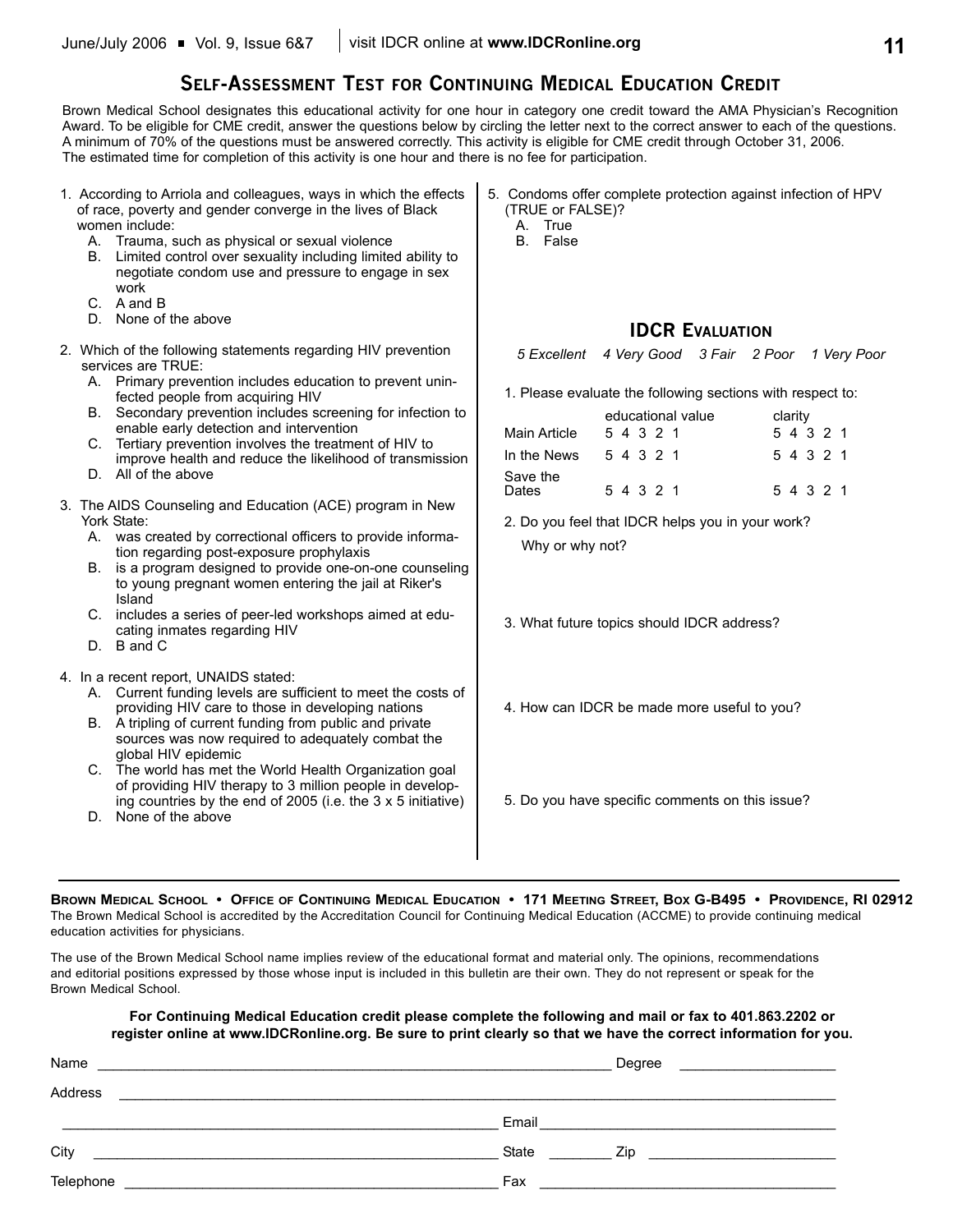## SELF-ASSESSMENT TEST FOR CONTINUING MEDICAL EDUCATION CREDIT

Brown Medical School designates this educational activity for one hour in category one credit toward the AMA Physician's Recognition Award. To be eligible for CME credit, answer the questions below by circling the letter next to the correct answer to each of the questions. A minimum of 70% of the questions must be answered correctly. This activity is eligible for CME credit through October 31, 2006. The estimated time for completion of this activity is one hour and there is no fee for participation.

1. According to Arriola and colleagues, ways in which the effects of race, poverty and gender converge in the lives of Black women include:
   - A. Trauma, such as physical or sexual violence
   - B. Limited control over sexuality including limited ability to negotiate condom use and pressure to engage in sex work
   - C. A and B
   - D. None of the above

2. Which of the following statements regarding HIV prevention services are TRUE:
   - A. Primary prevention includes education to prevent uninfected people from acquiring HIV
   - B. Secondary prevention includes screening for infection to enable early detection and intervention
   - C. Tertiary prevention involves the treatment of HIV to improve health and reduce the likelihood of transmission
   - D. All of the above

3. The AIDS Counseling and Education (ACE) program in New York State:
   - A. was created by correctional officers to provide information regarding post-exposure prophylaxis
   - B. is a program designed to provide one-on-one counseling to young pregnant women entering the jail at Riker's Island
   - C. includes a series of peer-led workshops aimed at educating inmates regarding HIV
   - D. B and C

4. In a recent report, UNAIDS stated:
   - A. Current funding levels are sufficient to meet the costs of providing HIV care to those in developing nations
   - B. A tripling of current funding from public and private sources was now required to adequately combat the global HIV epidemic
   - C. The world has met the World Health Organization goal of providing HIV therapy to 3 million people in developing countries by the end of 2005 (i.e. the 3 x 5 initiative)
   - D. None of the above

5. Condoms offer complete protection against infection of HPV (TRUE or FALSE)?
   - A. True
   - B. False

### IDCR EVALUATION

*5 Excellent 4 Very Good 3 Fair 2 Poor 1 Very Poor*

1. Please evaluate the following sections with respect to:

| | educational value | clarity |
|---|---|---|
| Main Article | 5 4 3 2 1 | 5 4 3 2 1 |
| In the News | 5 4 3 2 1 | 5 4 3 2 1 |
| Save the Dates | 5 4 3 2 1 | 5 4 3 2 1 |

2. Do you feel that IDCR helps you in your work? Why or why not?

3. What future topics should IDCR address?

4. How can IDCR be made more useful to you?

5. Do you have specific comments on this issue?

---

**BROWN MEDICAL SCHOOL • OFFICE OF CONTINUING MEDICAL EDUCATION • 171 MEETING STREET, BOX G-B495 • PROVIDENCE, RI 02912**

The Brown Medical School is accredited by the Accreditation Council for Continuing Medical Education (ACCME) to provide continuing medical education activities for physicians.

The use of the Brown Medical School name implies review of the educational format and material only. The opinions, recommendations and editorial positions expressed by those whose input is included in this bulletin are their own. They do not represent or speak for the Brown Medical School.

**For Continuing Medical Education credit please complete the following and mail or fax to 401.863.2202 or register online at www.IDCRonline.org. Be sure to print clearly so that we have the correct information for you.**

Name ______________________________ Degree ____________

Address ______________________________

______________________________ Email ______________________________

City ______________________________ State ________ Zip ____________

Telephone ______________________________ Fax ______________________________